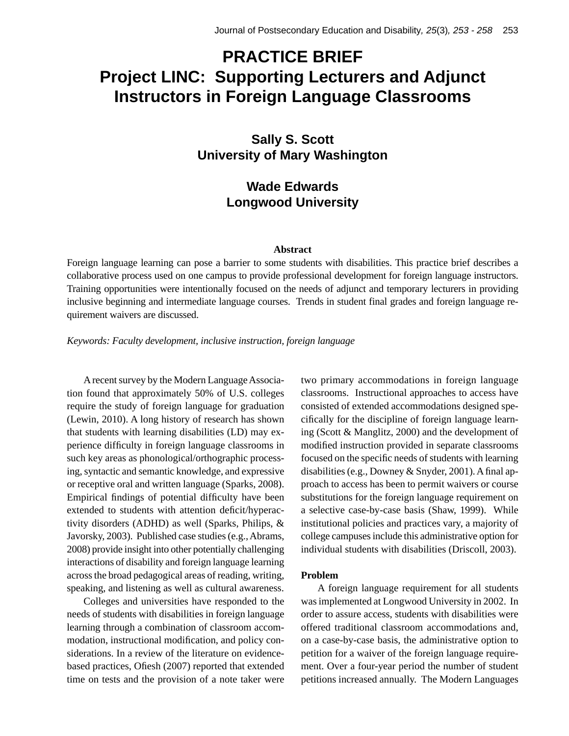# PRACTICE BRIEF
# Project LINC: Supporting Lecturers and Adjunct Instructors in Foreign Language Classrooms

**Sally S. Scott**
**University of Mary Washington**

**Wade Edwards**
**Longwood University**

### Abstract

Foreign language learning can pose a barrier to some students with disabilities. This practice brief describes a collaborative process used on one campus to provide professional development for foreign language instructors. Training opportunities were intentionally focused on the needs of adjunct and temporary lecturers in providing inclusive beginning and intermediate language courses. Trends in student final grades and foreign language requirement waivers are discussed.

*Keywords: Faculty development, inclusive instruction, foreign language*

A recent survey by the Modern Language Association found that approximately 50% of U.S. colleges require the study of foreign language for graduation (Lewin, 2010). A long history of research has shown that students with learning disabilities (LD) may experience difficulty in foreign language classrooms in such key areas as phonological/orthographic processing, syntactic and semantic knowledge, and expressive or receptive oral and written language (Sparks, 2008). Empirical findings of potential difficulty have been extended to students with attention deficit/hyperactivity disorders (ADHD) as well (Sparks, Philips, & Javorsky, 2003). Published case studies (e.g., Abrams, 2008) provide insight into other potentially challenging interactions of disability and foreign language learning across the broad pedagogical areas of reading, writing, speaking, and listening as well as cultural awareness.

Colleges and universities have responded to the needs of students with disabilities in foreign language learning through a combination of classroom accommodation, instructional modification, and policy considerations. In a review of the literature on evidence-based practices, Ofiesh (2007) reported that extended time on tests and the provision of a note taker were two primary accommodations in foreign language classrooms. Instructional approaches to access have consisted of extended accommodations designed specifically for the discipline of foreign language learning (Scott & Manglitz, 2000) and the development of modified instruction provided in separate classrooms focused on the specific needs of students with learning disabilities (e.g., Downey & Snyder, 2001). A final approach to access has been to permit waivers or course substitutions for the foreign language requirement on a selective case-by-case basis (Shaw, 1999). While institutional policies and practices vary, a majority of college campuses include this administrative option for individual students with disabilities (Driscoll, 2003).

### Problem

A foreign language requirement for all students was implemented at Longwood University in 2002. In order to assure access, students with disabilities were offered traditional classroom accommodations and, on a case-by-case basis, the administrative option to petition for a waiver of the foreign language requirement. Over a four-year period the number of student petitions increased annually. The Modern Languages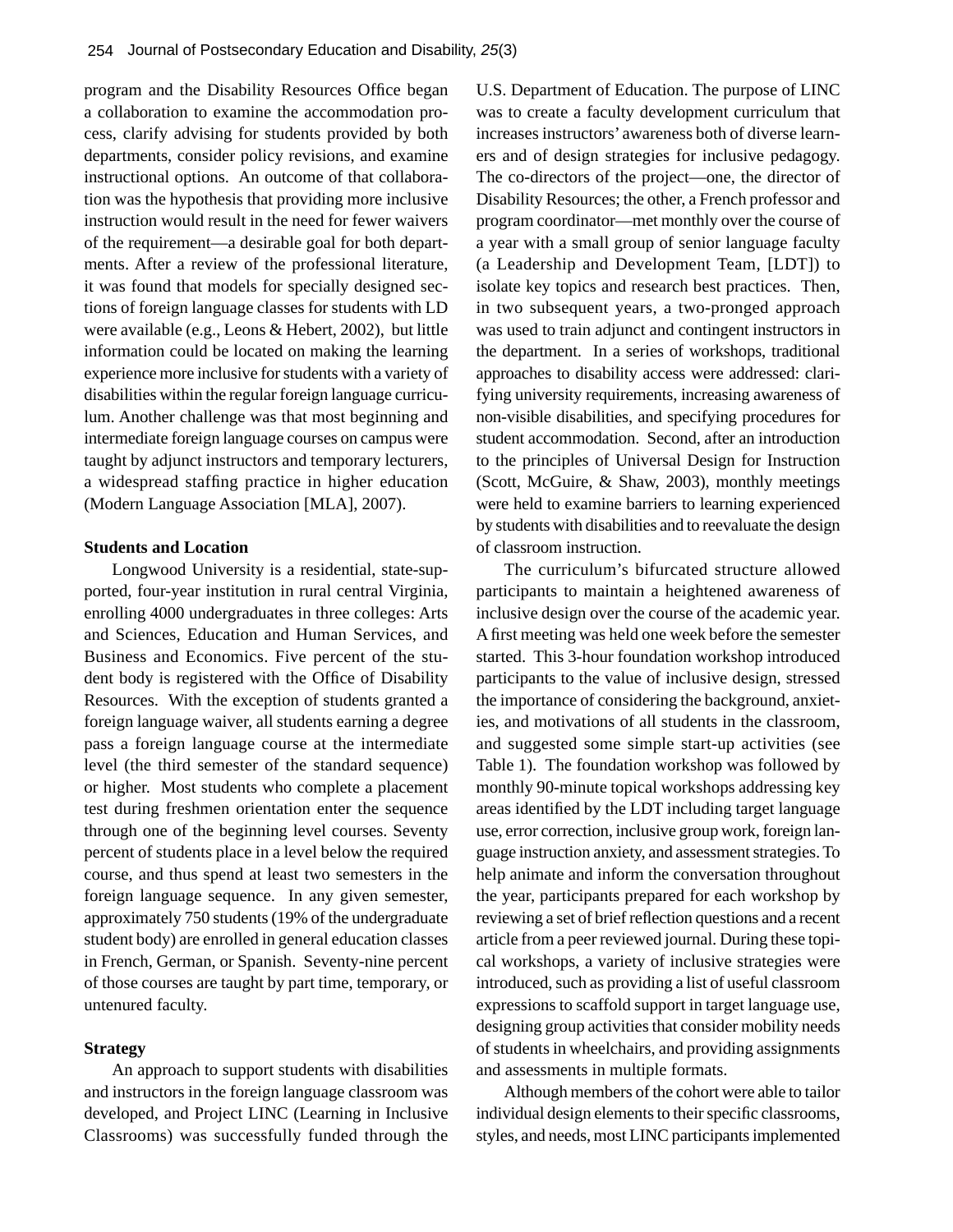program and the Disability Resources Office began a collaboration to examine the accommodation process, clarify advising for students provided by both departments, consider policy revisions, and examine instructional options. An outcome of that collaboration was the hypothesis that providing more inclusive instruction would result in the need for fewer waivers of the requirement—a desirable goal for both departments. After a review of the professional literature, it was found that models for specially designed sections of foreign language classes for students with LD were available (e.g., Leons & Hebert, 2002), but little information could be located on making the learning experience more inclusive for students with a variety of disabilities within the regular foreign language curriculum. Another challenge was that most beginning and intermediate foreign language courses on campus were taught by adjunct instructors and temporary lecturers, a widespread staffing practice in higher education (Modern Language Association [MLA], 2007).

**Students and Location**

Longwood University is a residential, state-supported, four-year institution in rural central Virginia, enrolling 4000 undergraduates in three colleges: Arts and Sciences, Education and Human Services, and Business and Economics. Five percent of the student body is registered with the Office of Disability Resources. With the exception of students granted a foreign language waiver, all students earning a degree pass a foreign language course at the intermediate level (the third semester of the standard sequence) or higher. Most students who complete a placement test during freshmen orientation enter the sequence through one of the beginning level courses. Seventy percent of students place in a level below the required course, and thus spend at least two semesters in the foreign language sequence. In any given semester, approximately 750 students (19% of the undergraduate student body) are enrolled in general education classes in French, German, or Spanish. Seventy-nine percent of those courses are taught by part time, temporary, or untenured faculty.

**Strategy**

An approach to support students with disabilities and instructors in the foreign language classroom was developed, and Project LINC (Learning in Inclusive Classrooms) was successfully funded through the U.S. Department of Education. The purpose of LINC was to create a faculty development curriculum that increases instructors' awareness both of diverse learners and of design strategies for inclusive pedagogy. The co-directors of the project—one, the director of Disability Resources; the other, a French professor and program coordinator—met monthly over the course of a year with a small group of senior language faculty (a Leadership and Development Team, [LDT]) to isolate key topics and research best practices. Then, in two subsequent years, a two-pronged approach was used to train adjunct and contingent instructors in the department. In a series of workshops, traditional approaches to disability access were addressed: clarifying university requirements, increasing awareness of non-visible disabilities, and specifying procedures for student accommodation. Second, after an introduction to the principles of Universal Design for Instruction (Scott, McGuire, & Shaw, 2003), monthly meetings were held to examine barriers to learning experienced by students with disabilities and to reevaluate the design of classroom instruction.

The curriculum's bifurcated structure allowed participants to maintain a heightened awareness of inclusive design over the course of the academic year. A first meeting was held one week before the semester started. This 3-hour foundation workshop introduced participants to the value of inclusive design, stressed the importance of considering the background, anxieties, and motivations of all students in the classroom, and suggested some simple start-up activities (see Table 1). The foundation workshop was followed by monthly 90-minute topical workshops addressing key areas identified by the LDT including target language use, error correction, inclusive group work, foreign language instruction anxiety, and assessment strategies. To help animate and inform the conversation throughout the year, participants prepared for each workshop by reviewing a set of brief reflection questions and a recent article from a peer reviewed journal. During these topical workshops, a variety of inclusive strategies were introduced, such as providing a list of useful classroom expressions to scaffold support in target language use, designing group activities that consider mobility needs of students in wheelchairs, and providing assignments and assessments in multiple formats.

Although members of the cohort were able to tailor individual design elements to their specific classrooms, styles, and needs, most LINC participants implemented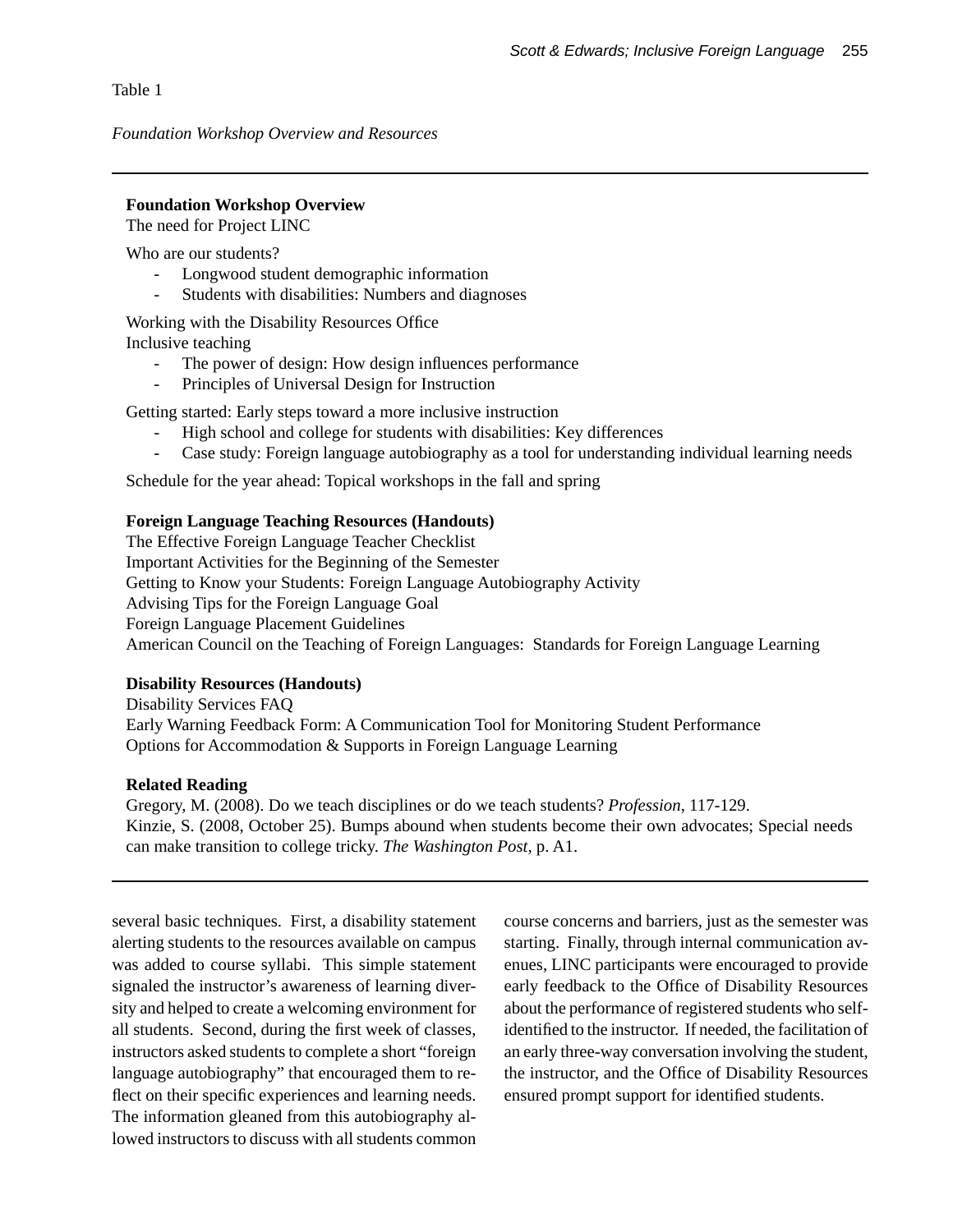Table 1

*Foundation Workshop Overview and Resources*

---

**Foundation Workshop Overview**
The need for Project LINC

Who are our students?

- Longwood student demographic information
- Students with disabilities: Numbers and diagnoses

Working with the Disability Resources Office
Inclusive teaching

- The power of design: How design influences performance
- Principles of Universal Design for Instruction

Getting started: Early steps toward a more inclusive instruction

- High school and college for students with disabilities: Key differences
- Case study: Foreign language autobiography as a tool for understanding individual learning needs

Schedule for the year ahead: Topical workshops in the fall and spring

**Foreign Language Teaching Resources (Handouts)**
The Effective Foreign Language Teacher Checklist
Important Activities for the Beginning of the Semester
Getting to Know your Students: Foreign Language Autobiography Activity
Advising Tips for the Foreign Language Goal
Foreign Language Placement Guidelines
American Council on the Teaching of Foreign Languages: Standards for Foreign Language Learning

**Disability Resources (Handouts)**
Disability Services FAQ
Early Warning Feedback Form: A Communication Tool for Monitoring Student Performance
Options for Accommodation & Supports in Foreign Language Learning

**Related Reading**
Gregory, M. (2008). Do we teach disciplines or do we teach students? *Profession*, 117-129.
Kinzie, S. (2008, October 25). Bumps abound when students become their own advocates; Special needs can make transition to college tricky. *The Washington Post*, p. A1.

---

several basic techniques. First, a disability statement alerting students to the resources available on campus was added to course syllabi. This simple statement signaled the instructor's awareness of learning diversity and helped to create a welcoming environment for all students. Second, during the first week of classes, instructors asked students to complete a short "foreign language autobiography" that encouraged them to reflect on their specific experiences and learning needs. The information gleaned from this autobiography allowed instructors to discuss with all students common course concerns and barriers, just as the semester was starting. Finally, through internal communication avenues, LINC participants were encouraged to provide early feedback to the Office of Disability Resources about the performance of registered students who self-identified to the instructor. If needed, the facilitation of an early three-way conversation involving the student, the instructor, and the Office of Disability Resources ensured prompt support for identified students.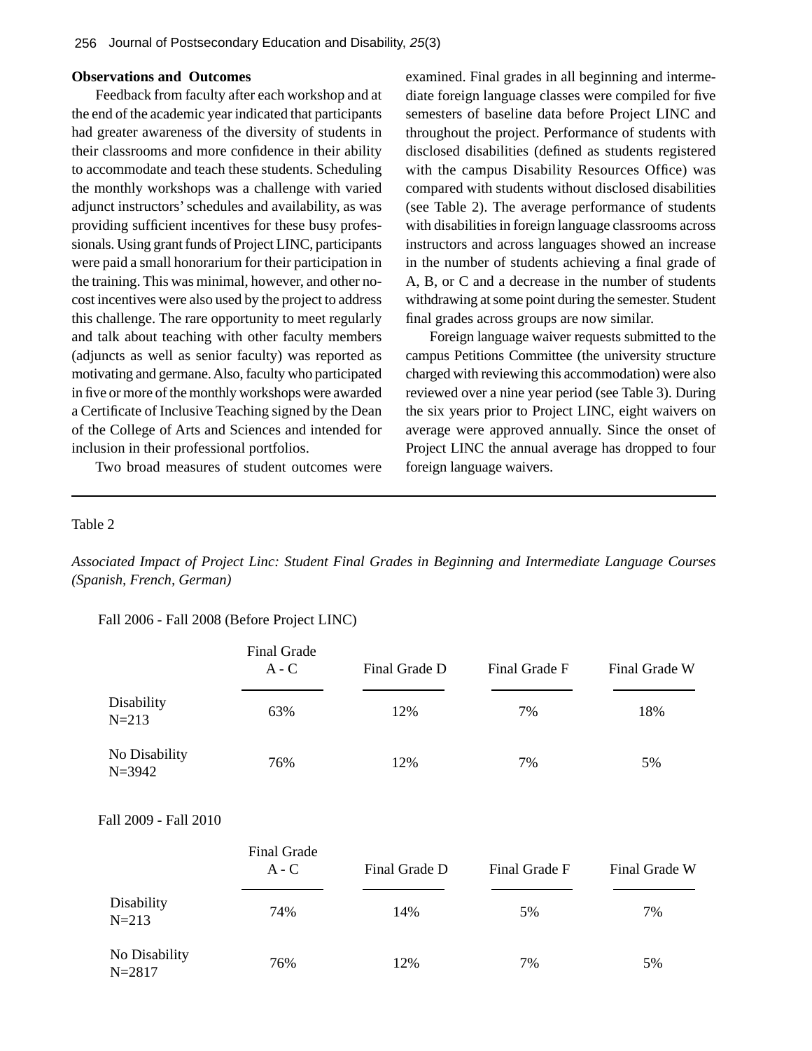**Observations and Outcomes**

Feedback from faculty after each workshop and at the end of the academic year indicated that participants had greater awareness of the diversity of students in their classrooms and more confidence in their ability to accommodate and teach these students. Scheduling the monthly workshops was a challenge with varied adjunct instructors' schedules and availability, as was providing sufficient incentives for these busy professionals. Using grant funds of Project LINC, participants were paid a small honorarium for their participation in the training. This was minimal, however, and other no-cost incentives were also used by the project to address this challenge. The rare opportunity to meet regularly and talk about teaching with other faculty members (adjuncts as well as senior faculty) was reported as motivating and germane. Also, faculty who participated in five or more of the monthly workshops were awarded a Certificate of Inclusive Teaching signed by the Dean of the College of Arts and Sciences and intended for inclusion in their professional portfolios.

Two broad measures of student outcomes were examined. Final grades in all beginning and intermediate foreign language classes were compiled for five semesters of baseline data before Project LINC and throughout the project. Performance of students with disclosed disabilities (defined as students registered with the campus Disability Resources Office) was compared with students without disclosed disabilities (see Table 2). The average performance of students with disabilities in foreign language classrooms across instructors and across languages showed an increase in the number of students achieving a final grade of A, B, or C and a decrease in the number of students withdrawing at some point during the semester. Student final grades across groups are now similar.

Foreign language waiver requests submitted to the campus Petitions Committee (the university structure charged with reviewing this accommodation) were also reviewed over a nine year period (see Table 3). During the six years prior to Project LINC, eight waivers on average were approved annually. Since the onset of Project LINC the annual average has dropped to four foreign language waivers.

Table 2

*Associated Impact of Project Linc: Student Final Grades in Beginning and Intermediate Language Courses (Spanish, French, German)*

Fall 2006 - Fall 2008 (Before Project LINC)

| | Final Grade A - C | Final Grade D | Final Grade F | Final Grade W |
|---|---|---|---|---|
| Disability N=213 | 63% | 12% | 7% | 18% |
| No Disability N=3942 | 76% | 12% | 7% | 5% |

Fall 2009 - Fall 2010

| | Final Grade A - C | Final Grade D | Final Grade F | Final Grade W |
|---|---|---|---|---|
| Disability N=213 | 74% | 14% | 5% | 7% |
| No Disability N=2817 | 76% | 12% | 7% | 5% |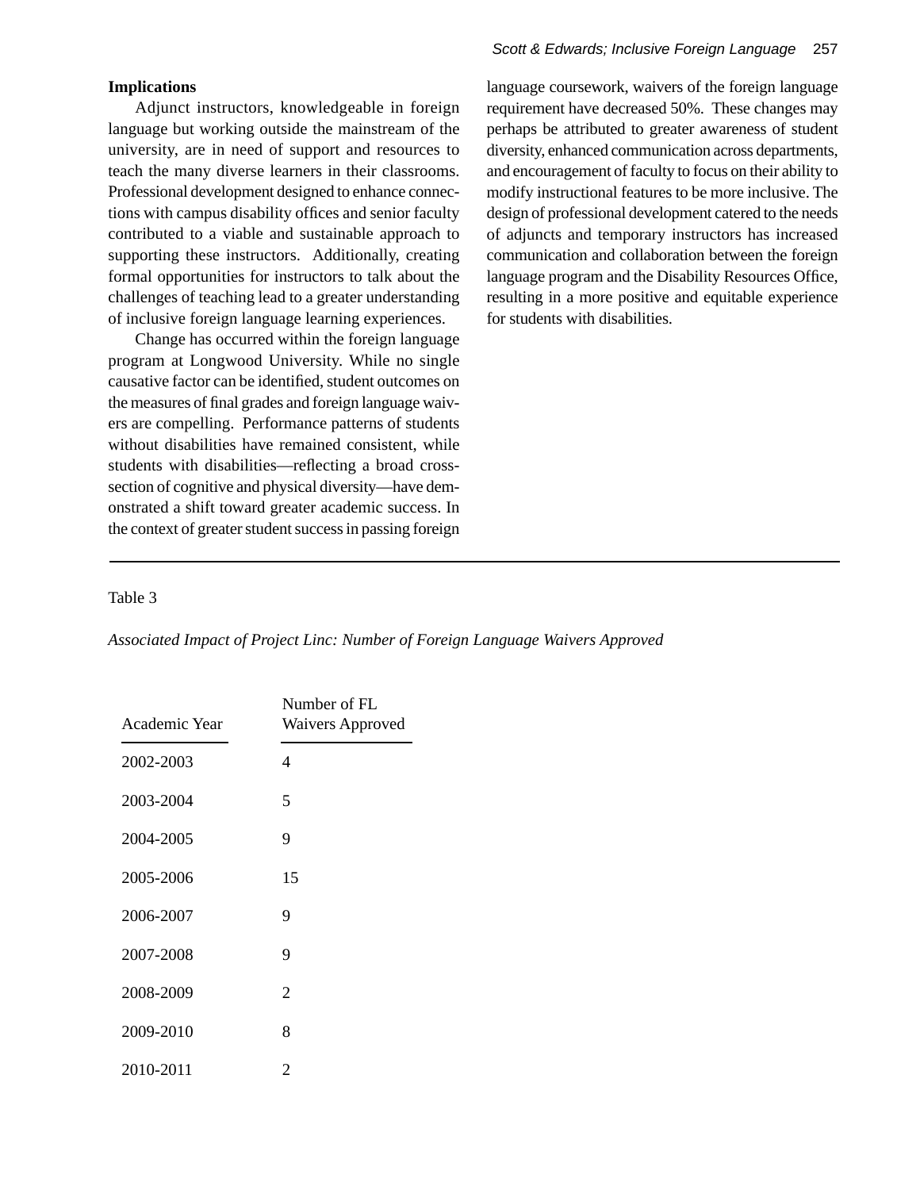## Implications

Adjunct instructors, knowledgeable in foreign language but working outside the mainstream of the university, are in need of support and resources to teach the many diverse learners in their classrooms. Professional development designed to enhance connections with campus disability offices and senior faculty contributed to a viable and sustainable approach to supporting these instructors. Additionally, creating formal opportunities for instructors to talk about the challenges of teaching lead to a greater understanding of inclusive foreign language learning experiences.

Change has occurred within the foreign language program at Longwood University. While no single causative factor can be identified, student outcomes on the measures of final grades and foreign language waivers are compelling. Performance patterns of students without disabilities have remained consistent, while students with disabilities—reflecting a broad cross-section of cognitive and physical diversity—have demonstrated a shift toward greater academic success. In the context of greater student success in passing foreign language coursework, waivers of the foreign language requirement have decreased 50%. These changes may perhaps be attributed to greater awareness of student diversity, enhanced communication across departments, and encouragement of faculty to focus on their ability to modify instructional features to be more inclusive. The design of professional development catered to the needs of adjuncts and temporary instructors has increased communication and collaboration between the foreign language program and the Disability Resources Office, resulting in a more positive and equitable experience for students with disabilities.

Table 3

*Associated Impact of Project Linc: Number of Foreign Language Waivers Approved*

| Academic Year | Number of FL Waivers Approved |
|---|---|
| 2002-2003 | 4 |
| 2003-2004 | 5 |
| 2004-2005 | 9 |
| 2005-2006 | 15 |
| 2006-2007 | 9 |
| 2007-2008 | 9 |
| 2008-2009 | 2 |
| 2009-2010 | 8 |
| 2010-2011 | 2 |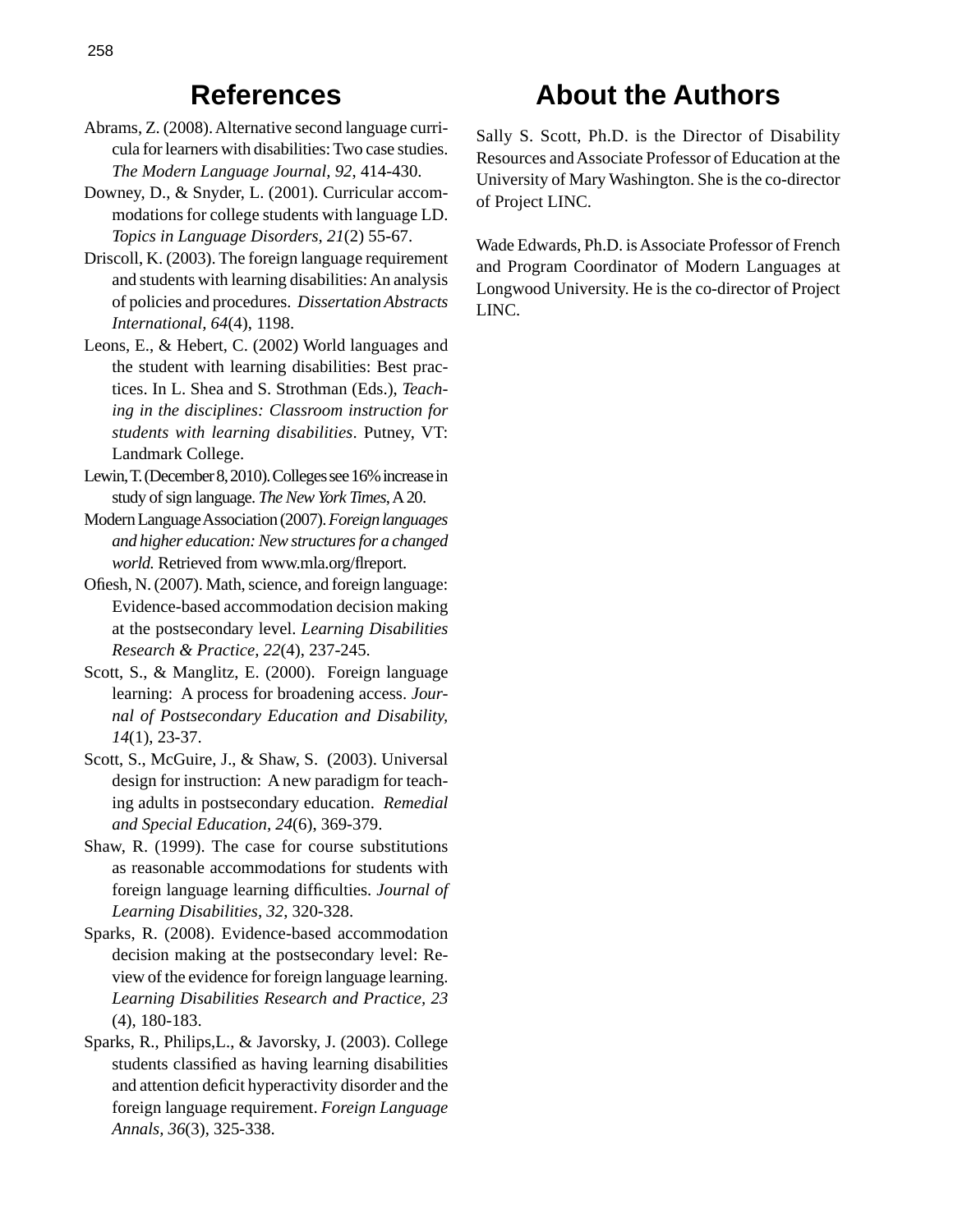## References

Abrams, Z. (2008). Alternative second language curricula for learners with disabilities: Two case studies. *The Modern Language Journal, 92*, 414-430.

Downey, D., & Snyder, L. (2001). Curricular accommodations for college students with language LD. *Topics in Language Disorders, 21*(2) 55-67.

Driscoll, K. (2003). The foreign language requirement and students with learning disabilities: An analysis of policies and procedures. *Dissertation Abstracts International, 64*(4), 1198.

Leons, E., & Hebert, C. (2002) World languages and the student with learning disabilities: Best practices. In L. Shea and S. Strothman (Eds.), *Teaching in the disciplines: Classroom instruction for students with learning disabilities*. Putney, VT: Landmark College.

Lewin, T. (December 8, 2010). Colleges see 16% increase in study of sign language. *The New York Times*, A 20.

Modern Language Association (2007). *Foreign languages and higher education: New structures for a changed world.* Retrieved from www.mla.org/flreport.

Ofiesh, N. (2007). Math, science, and foreign language: Evidence-based accommodation decision making at the postsecondary level. *Learning Disabilities Research & Practice, 22*(4), 237-245.

Scott, S., & Manglitz, E. (2000). Foreign language learning: A process for broadening access. *Journal of Postsecondary Education and Disability, 14*(1), 23-37.

Scott, S., McGuire, J., & Shaw, S. (2003). Universal design for instruction: A new paradigm for teaching adults in postsecondary education. *Remedial and Special Education*, *24*(6), 369-379.

Shaw, R. (1999). The case for course substitutions as reasonable accommodations for students with foreign language learning difficulties. *Journal of Learning Disabilities, 32*, 320-328.

Sparks, R. (2008). Evidence-based accommodation decision making at the postsecondary level: Review of the evidence for foreign language learning. *Learning Disabilities Research and Practice, 23* (4), 180-183.

Sparks, R., Philips,L., & Javorsky, J. (2003). College students classified as having learning disabilities and attention deficit hyperactivity disorder and the foreign language requirement. *Foreign Language Annals, 36*(3), 325-338.

## About the Authors

Sally S. Scott, Ph.D. is the Director of Disability Resources and Associate Professor of Education at the University of Mary Washington. She is the co-director of Project LINC.

Wade Edwards, Ph.D. is Associate Professor of French and Program Coordinator of Modern Languages at Longwood University. He is the co-director of Project LINC.